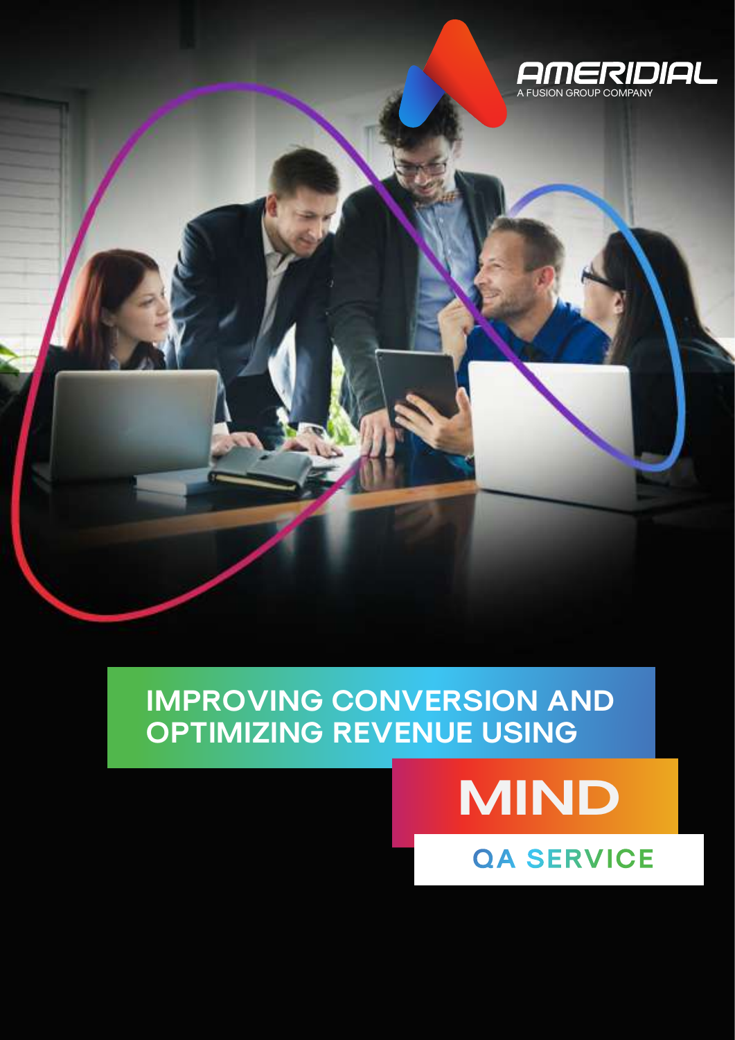AMERIDIAL

A FUSION GROUP COMPANY

# IMPROVING CONVERSION AND OPTIMIZING REVENUE USING

# MIND

## QA SERVICE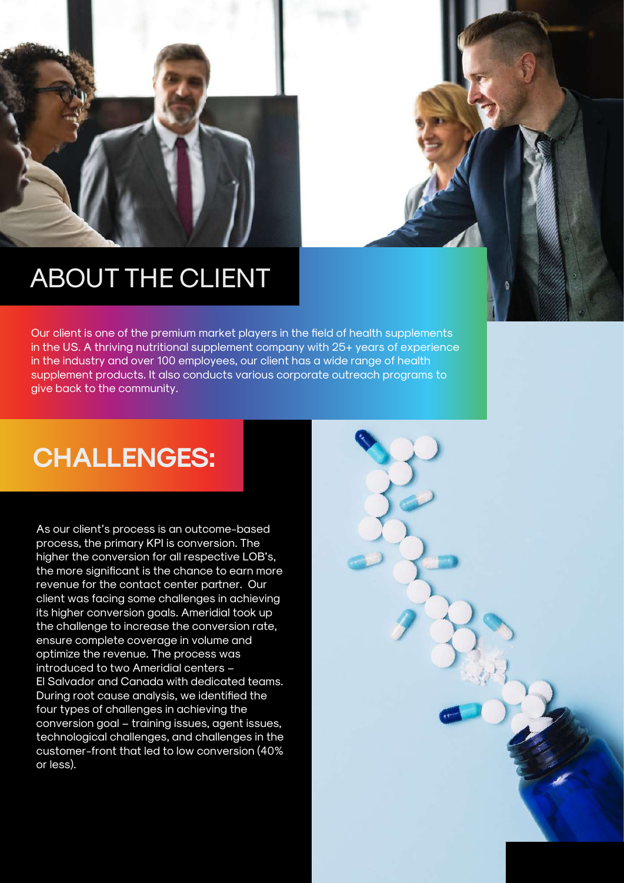# ABOUT THE CLIENT

Our client is one of the premium market players in the field of health supplements in the US. A thriving nutritional supplement company with 25+ years of experience in the industry and over 100 employees, our client has a wide range of health supplement products. It also conducts various corporate outreach programs to give back to the community.

# CHALLENGES:

As our client's process is an outcome-based process, the primary KPI is conversion. The higher the conversion for all respective LOB's, the more significant is the chance to earn more revenue for the contact center partner. Our client was facing some challenges in achieving its higher conversion goals. Ameridial took up the challenge to increase the conversion rate, ensure complete coverage in volume and optimize the revenue. The process was introduced to two Ameridial centers – El Salvador and Canada with dedicated teams. During root cause analysis, we identified the four types of challenges in achieving the conversion goal – training issues, agent issues, technological challenges, and challenges in the customer-front that led to low conversion (40% or less).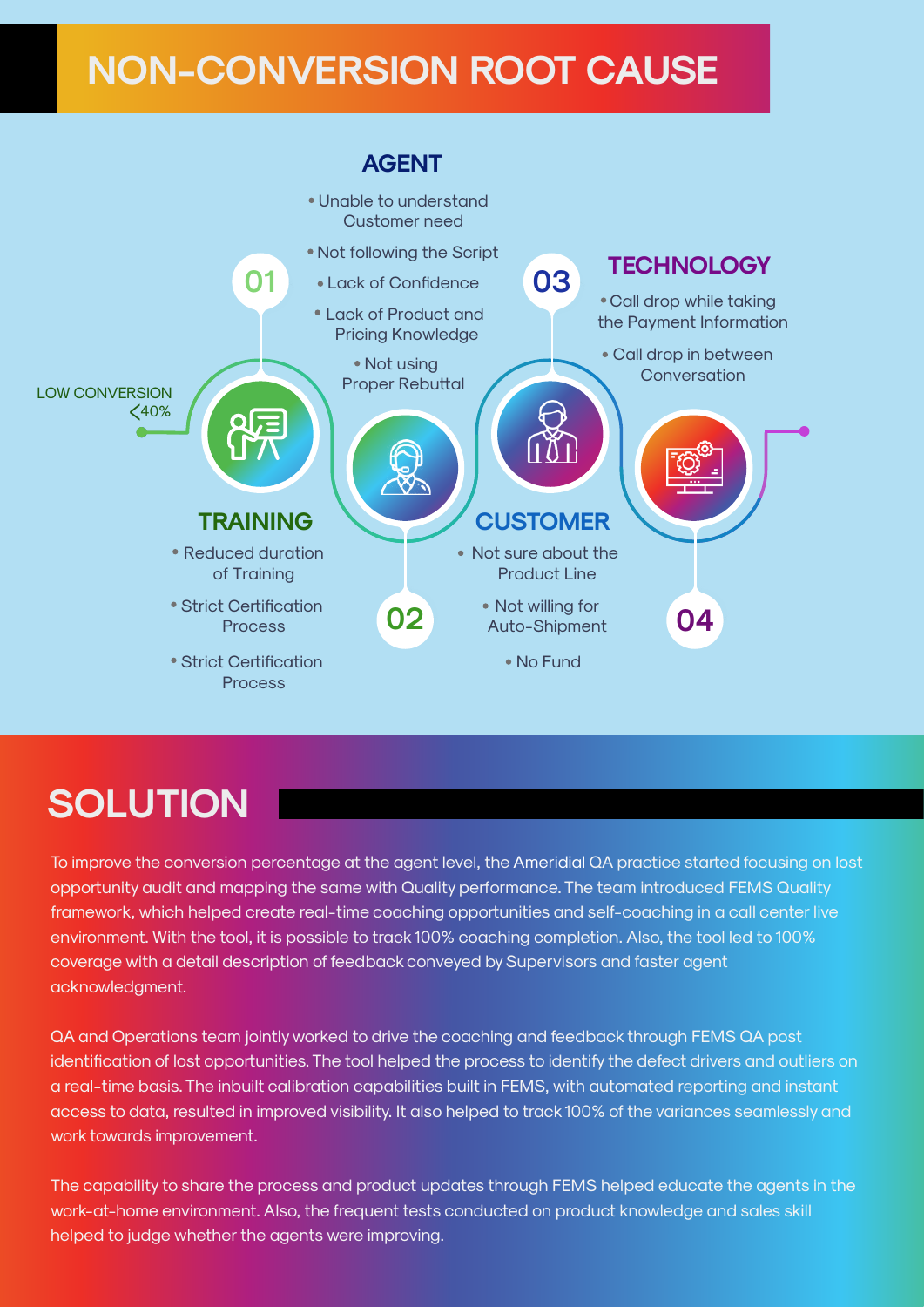# NON-CONVERSION ROOT CAUSE

LOW CONVERSION <40%

## 01 TRAINING

- Reduced duration of Training
- Strict Certification Process
- Strict Certification Process

## 02 AGENT

- Unable to understand Customer need
- Not following the Script
- Lack of Confidence
- Lack of Product and Pricing Knowledge
- Not using Proper Rebuttal

## 03 CUSTOMER

- Not sure about the Product Line
- Not willing for Auto-Shipment
- No Fund

## 04 TECHNOLOGY

- Call drop while taking the Payment Information
- Call drop in between Conversation

# SOLUTION

To improve the conversion percentage at the agent level, the Ameridial QA practice started focusing on lost opportunity audit and mapping the same with Quality performance. The team introduced FEMS Quality framework, which helped create real-time coaching opportunities and self-coaching in a call center live environment. With the tool, it is possible to track 100% coaching completion. Also, the tool led to 100% coverage with a detail description of feedback conveyed by Supervisors and faster agent acknowledgment.

QA and Operations team jointly worked to drive the coaching and feedback through FEMS QA post identification of lost opportunities. The tool helped the process to identify the defect drivers and outliers on a real-time basis. The inbuilt calibration capabilities built in FEMS, with automated reporting and instant access to data, resulted in improved visibility. It also helped to track 100% of the variances seamlessly and work towards improvement.

The capability to share the process and product updates through FEMS helped educate the agents in the work-at-home environment. Also, the frequent tests conducted on product knowledge and sales skill helped to judge whether the agents were improving.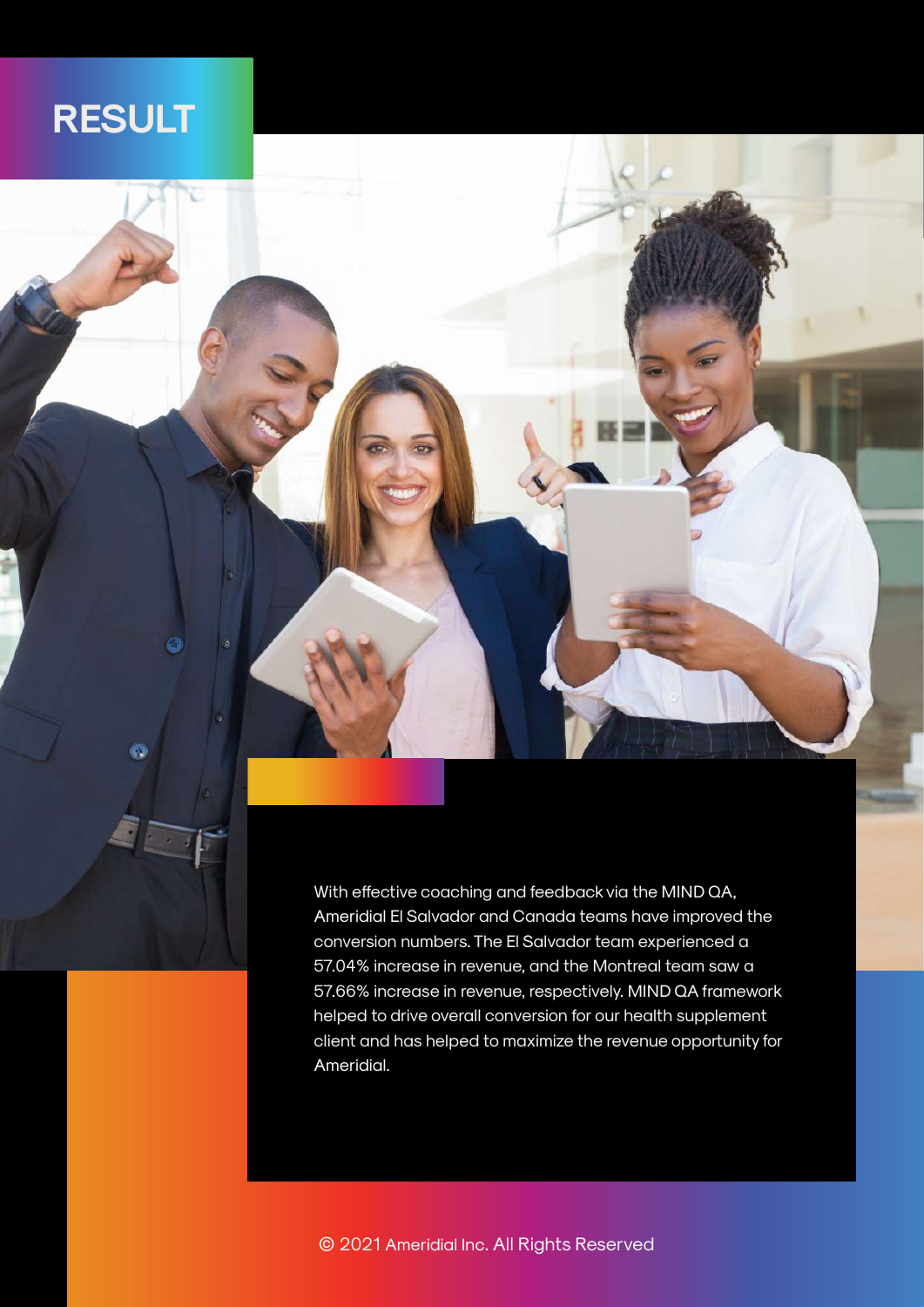# RESULT

With effective coaching and feedback via the MIND QA, Ameridial El Salvador and Canada teams have improved the conversion numbers. The El Salvador team experienced a 57.04% increase in revenue, and the Montreal team saw a 57.66% increase in revenue, respectively. MIND QA framework helped to drive overall conversion for our health supplement client and has helped to maximize the revenue opportunity for Ameridial.

© 2021 Ameridial Inc. All Rights Reserved